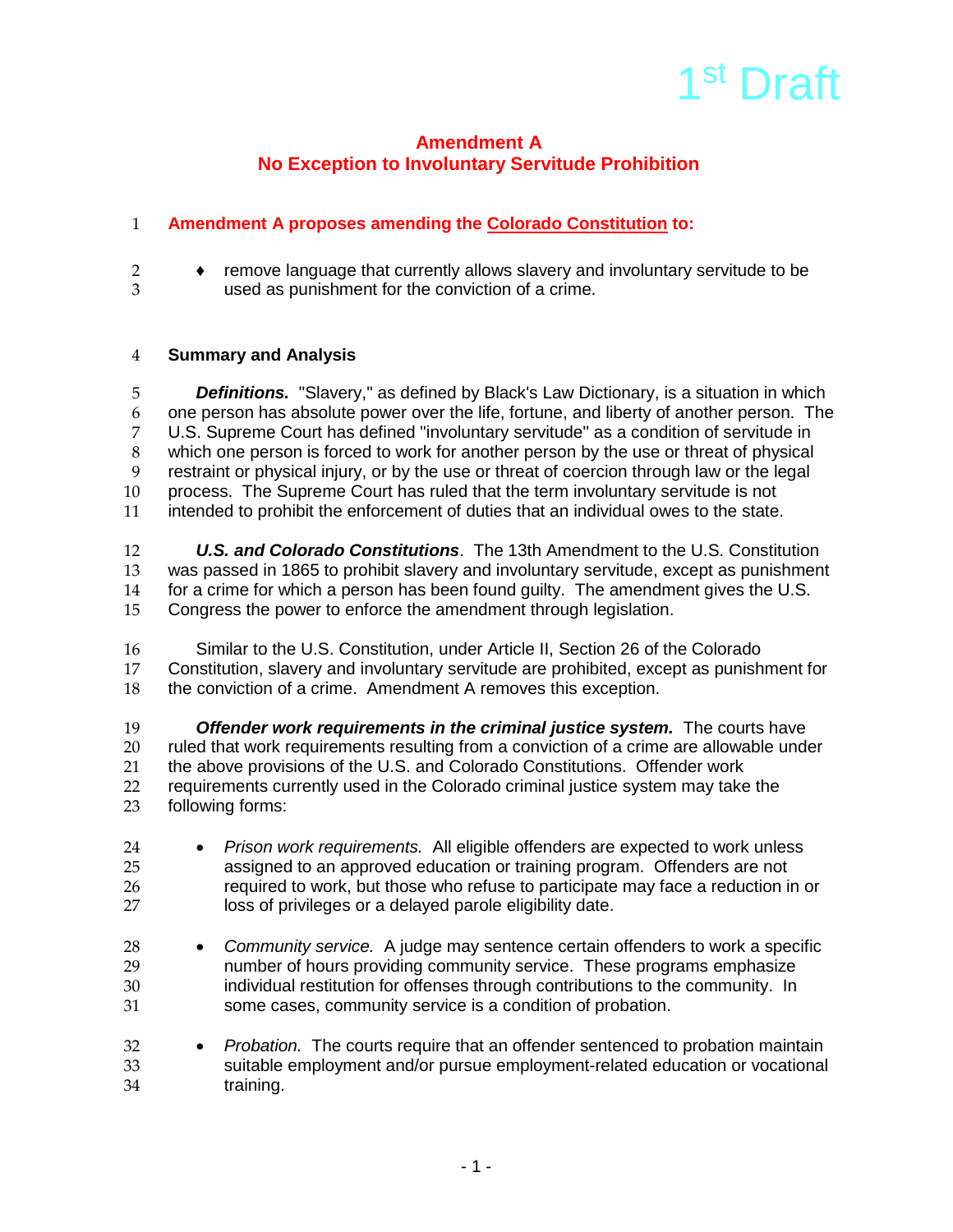1st Draft

# Amendment A
## No Exception to Involuntary Servitude Prohibition

**Amendment A proposes amending the Colorado Constitution to:**

- remove language that currently allows slavery and involuntary servitude to be used as punishment for the conviction of a crime.

**Summary and Analysis**

***Definitions.*** "Slavery," as defined by Black's Law Dictionary, is a situation in which one person has absolute power over the life, fortune, and liberty of another person. The U.S. Supreme Court has defined "involuntary servitude" as a condition of servitude in which one person is forced to work for another person by the use or threat of physical restraint or physical injury, or by the use or threat of coercion through law or the legal process. The Supreme Court has ruled that the term involuntary servitude is not intended to prohibit the enforcement of duties that an individual owes to the state.

***U.S. and Colorado Constitutions***. The 13th Amendment to the U.S. Constitution was passed in 1865 to prohibit slavery and involuntary servitude, except as punishment for a crime for which a person has been found guilty. The amendment gives the U.S. Congress the power to enforce the amendment through legislation.

Similar to the U.S. Constitution, under Article II, Section 26 of the Colorado Constitution, slavery and involuntary servitude are prohibited, except as punishment for the conviction of a crime. Amendment A removes this exception.

***Offender work requirements in the criminal justice system.*** The courts have ruled that work requirements resulting from a conviction of a crime are allowable under the above provisions of the U.S. and Colorado Constitutions. Offender work requirements currently used in the Colorado criminal justice system may take the following forms:

- *Prison work requirements.* All eligible offenders are expected to work unless assigned to an approved education or training program. Offenders are not required to work, but those who refuse to participate may face a reduction in or loss of privileges or a delayed parole eligibility date.

- *Community service.* A judge may sentence certain offenders to work a specific number of hours providing community service. These programs emphasize individual restitution for offenses through contributions to the community. In some cases, community service is a condition of probation.

- *Probation.* The courts require that an offender sentenced to probation maintain suitable employment and/or pursue employment-related education or vocational training.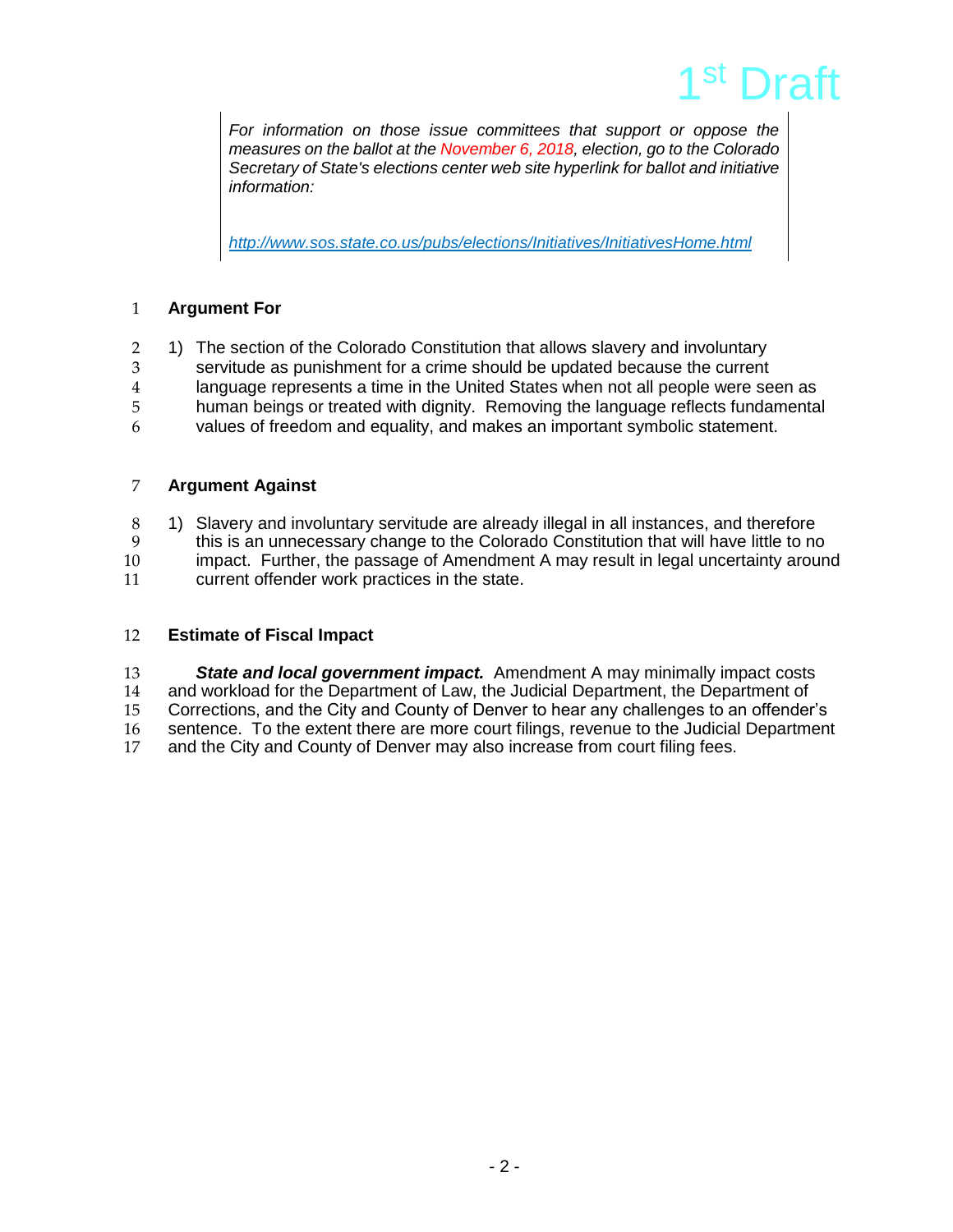1st Draft

*For information on those issue committees that support or oppose the measures on the ballot at the November 6, 2018, election, go to the Colorado Secretary of State's elections center web site hyperlink for ballot and initiative information:*

*http://www.sos.state.co.us/pubs/elections/Initiatives/InitiativesHome.html*

**Argument For**

1) The section of the Colorado Constitution that allows slavery and involuntary servitude as punishment for a crime should be updated because the current language represents a time in the United States when not all people were seen as human beings or treated with dignity. Removing the language reflects fundamental values of freedom and equality, and makes an important symbolic statement.

**Argument Against**

1) Slavery and involuntary servitude are already illegal in all instances, and therefore this is an unnecessary change to the Colorado Constitution that will have little to no impact. Further, the passage of Amendment A may result in legal uncertainty around current offender work practices in the state.

**Estimate of Fiscal Impact**

***State and local government impact.*** Amendment A may minimally impact costs and workload for the Department of Law, the Judicial Department, the Department of Corrections, and the City and County of Denver to hear any challenges to an offender's sentence. To the extent there are more court filings, revenue to the Judicial Department and the City and County of Denver may also increase from court filing fees.